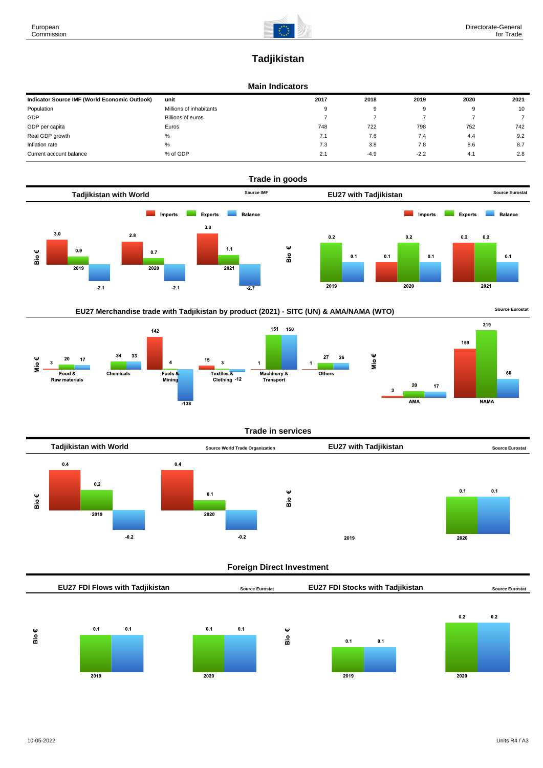# Tadjikistan

## Main Indicators

| Indicator Source IMF (World Economic Outlook) | unit | 2017 | 2018 | 2019 | 2020 | 2021 |
|---|---|---|---|---|---|---|
| Population | Millions of inhabitants | 9 | 9 | 9 | 9 | 10 |
| GDP | Billions of euros | 7 | 7 | 7 | 7 | 7 |
| GDP per capita | Euros | 748 | 722 | 798 | 752 | 742 |
| Real GDP growth | % | 7.1 | 7.6 | 7.4 | 4.4 | 9.2 |
| Inflation rate | % | 7.3 | 3.8 | 7.8 | 8.6 | 8.7 |
| Current account balance | % of GDP | 2.1 | -4.9 | -2.2 | 4.1 | 2.8 |

## Trade in goods

### Tadjikistan with World (Source IMF)

Bio €

| Year | Imports | Exports | Balance |
|---|---|---|---|
| 2019 | 3.0 | 0.9 | -2.1 |
| 2020 | 2.8 | 0.7 | -2.1 |
| 2021 | 3.8 | 1.1 | -2.7 |

### EU27 with Tadjikistan (Source Eurostat)

Bio €

| Year | Imports | Exports | Balance |
|---|---|---|---|
| 2019 | | 0.2 | 0.1 |
| 2020 | 0.1 | 0.2 | 0.1 |
| 2021 | 0.2 | 0.2 | 0.1 |

### EU27 Merchandise trade with Tadjikistan by product (2021) - SITC (UN) & AMA/NAMA (WTO) (Source Eurostat)

Mio €

| Product | Imports | Exports | Balance |
|---|---|---|---|
| Food & Raw materials | 3 | 20 | 17 |
| Chemicals | | 34 | 33 |
| Fuels & Mining | 142 | 4 | -138 |
| Textiles & Clothing | 15 | 3 | -12 |
| Machinery & Transport | 1 | 151 | 150 |
| Others | 1 | 27 | 26 |

Mio €

| Product | Imports | Exports | Balance |
|---|---|---|---|
| AMA | 3 | 20 | 17 |
| NAMA | 159 | 219 | 60 |

## Trade in services

### Tadjikistan with World (Source World Trade Organization)

Bio €

| Year | Imports | Exports | Balance |
|---|---|---|---|
| 2019 | 0.4 | 0.2 | -0.2 |
| 2020 | 0.4 | 0.1 | -0.2 |

### EU27 with Tadjikistan (Source Eurostat)

Bio €

| Year | Imports | Exports | Balance |
|---|---|---|---|
| 2019 | | | |
| 2020 | | 0.1 | 0.1 |

## Foreign Direct Investment

### EU27 FDI Flows with Tadjikistan (Source Eurostat)

Bio €

| Year | Outward | Net |
|---|---|---|
| 2019 | 0.1 | 0.1 |
| 2020 | 0.1 | 0.1 |

### EU27 FDI Stocks with Tadjikistan (Source Eurostat)

Bio €

| Year | Outward | Net |
|---|---|---|
| 2019 | 0.1 | 0.1 |
| 2020 | 0.2 | 0.2 |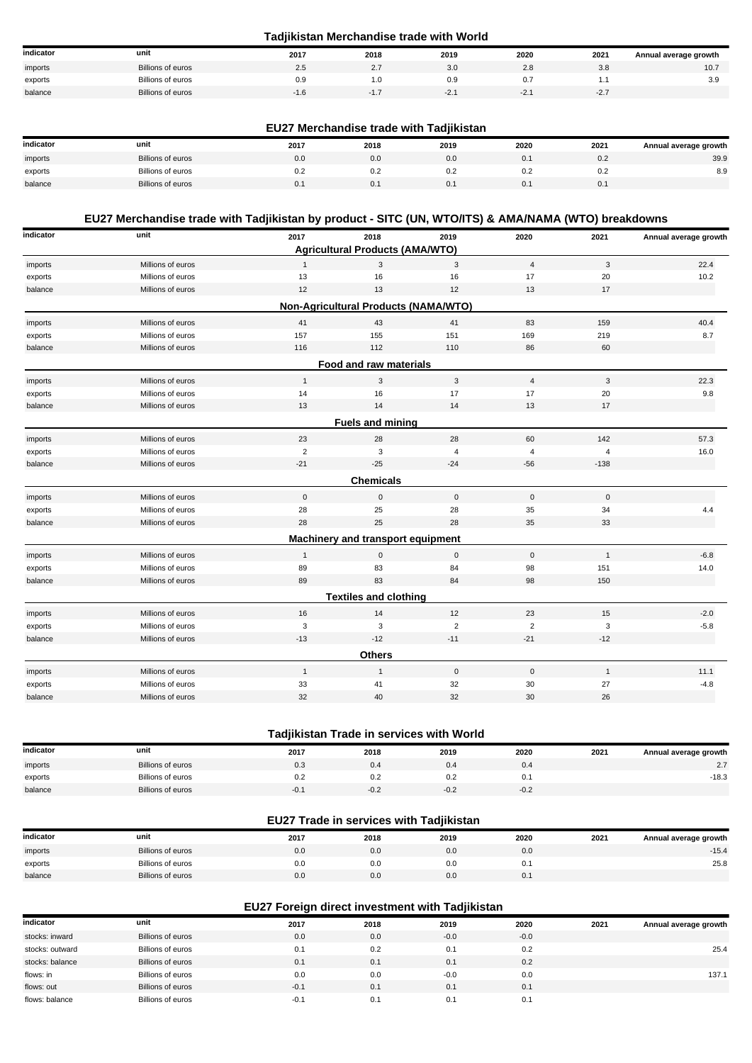## Tadjikistan Merchandise trade with World

| indicator | unit | 2017 | 2018 | 2019 | 2020 | 2021 | Annual average growth |
|---|---|---|---|---|---|---|---|
| imports | Billions of euros | 2.5 | 2.7 | 3.0 | 2.8 | 3.8 | 10.7 |
| exports | Billions of euros | 0.9 | 1.0 | 0.9 | 0.7 | 1.1 | 3.9 |
| balance | Billions of euros | -1.6 | -1.7 | -2.1 | -2.1 | -2.7 | |

## EU27 Merchandise trade with Tadjikistan

| indicator | unit | 2017 | 2018 | 2019 | 2020 | 2021 | Annual average growth |
|---|---|---|---|---|---|---|---|
| imports | Billions of euros | 0.0 | 0.0 | 0.0 | 0.1 | 0.2 | 39.9 |
| exports | Billions of euros | 0.2 | 0.2 | 0.2 | 0.2 | 0.2 | 8.9 |
| balance | Billions of euros | 0.1 | 0.1 | 0.1 | 0.1 | 0.1 | |

## EU27 Merchandise trade with Tadjikistan by product - SITC (UN, WTO/ITS) & AMA/NAMA (WTO) breakdowns

| indicator | unit | 2017 | 2018 | 2019 | 2020 | 2021 | Annual average growth |
|---|---|---|---|---|---|---|---|
| | | | **Agricultural Products (AMA/WTO)** | | | | |
| imports | Millions of euros | 1 | 3 | 3 | 4 | 3 | 22.4 |
| exports | Millions of euros | 13 | 16 | 16 | 17 | 20 | 10.2 |
| balance | Millions of euros | 12 | 13 | 12 | 13 | 17 | |
| | | | **Non-Agricultural Products (NAMA/WTO)** | | | | |
| imports | Millions of euros | 41 | 43 | 41 | 83 | 159 | 40.4 |
| exports | Millions of euros | 157 | 155 | 151 | 169 | 219 | 8.7 |
| balance | Millions of euros | 116 | 112 | 110 | 86 | 60 | |
| | | | **Food and raw materials** | | | | |
| imports | Millions of euros | 1 | 3 | 3 | 4 | 3 | 22.3 |
| exports | Millions of euros | 14 | 16 | 17 | 17 | 20 | 9.8 |
| balance | Millions of euros | 13 | 14 | 14 | 13 | 17 | |
| | | | **Fuels and mining** | | | | |
| imports | Millions of euros | 23 | 28 | 28 | 60 | 142 | 57.3 |
| exports | Millions of euros | 2 | 3 | 4 | 4 | 4 | 16.0 |
| balance | Millions of euros | -21 | -25 | -24 | -56 | -138 | |
| | | | **Chemicals** | | | | |
| imports | Millions of euros | 0 | 0 | 0 | 0 | 0 | |
| exports | Millions of euros | 28 | 25 | 28 | 35 | 34 | 4.4 |
| balance | Millions of euros | 28 | 25 | 28 | 35 | 33 | |
| | | | **Machinery and transport equipment** | | | | |
| imports | Millions of euros | 1 | 0 | 0 | 0 | 1 | -6.8 |
| exports | Millions of euros | 89 | 83 | 84 | 98 | 151 | 14.0 |
| balance | Millions of euros | 89 | 83 | 84 | 98 | 150 | |
| | | | **Textiles and clothing** | | | | |
| imports | Millions of euros | 16 | 14 | 12 | 23 | 15 | -2.0 |
| exports | Millions of euros | 3 | 3 | 2 | 2 | 3 | -5.8 |
| balance | Millions of euros | -13 | -12 | -11 | -21 | -12 | |
| | | | **Others** | | | | |
| imports | Millions of euros | 1 | 1 | 0 | 0 | 1 | 11.1 |
| exports | Millions of euros | 33 | 41 | 32 | 30 | 27 | -4.8 |
| balance | Millions of euros | 32 | 40 | 32 | 30 | 26 | |

## Tadjikistan Trade in services with World

| indicator | unit | 2017 | 2018 | 2019 | 2020 | 2021 | Annual average growth |
|---|---|---|---|---|---|---|---|
| imports | Billions of euros | 0.3 | 0.4 | 0.4 | 0.4 | | 2.7 |
| exports | Billions of euros | 0.2 | 0.2 | 0.2 | 0.1 | | -18.3 |
| balance | Billions of euros | -0.1 | -0.2 | -0.2 | -0.2 | | |

## EU27 Trade in services with Tadjikistan

| indicator | unit | 2017 | 2018 | 2019 | 2020 | 2021 | Annual average growth |
|---|---|---|---|---|---|---|---|
| imports | Billions of euros | 0.0 | 0.0 | 0.0 | 0.0 | | -15.4 |
| exports | Billions of euros | 0.0 | 0.0 | 0.0 | 0.1 | | 25.8 |
| balance | Billions of euros | 0.0 | 0.0 | 0.0 | 0.1 | | |

## EU27 Foreign direct investment with Tadjikistan

| indicator | unit | 2017 | 2018 | 2019 | 2020 | 2021 | Annual average growth |
|---|---|---|---|---|---|---|---|
| stocks: inward | Billions of euros | 0.0 | 0.0 | -0.0 | -0.0 | | |
| stocks: outward | Billions of euros | 0.1 | 0.2 | 0.1 | 0.2 | | 25.4 |
| stocks: balance | Billions of euros | 0.1 | 0.1 | 0.1 | 0.2 | | |
| flows: in | Billions of euros | 0.0 | 0.0 | -0.0 | 0.0 | | 137.1 |
| flows: out | Billions of euros | -0.1 | 0.1 | 0.1 | 0.1 | | |
| flows: balance | Billions of euros | -0.1 | 0.1 | 0.1 | 0.1 | | |